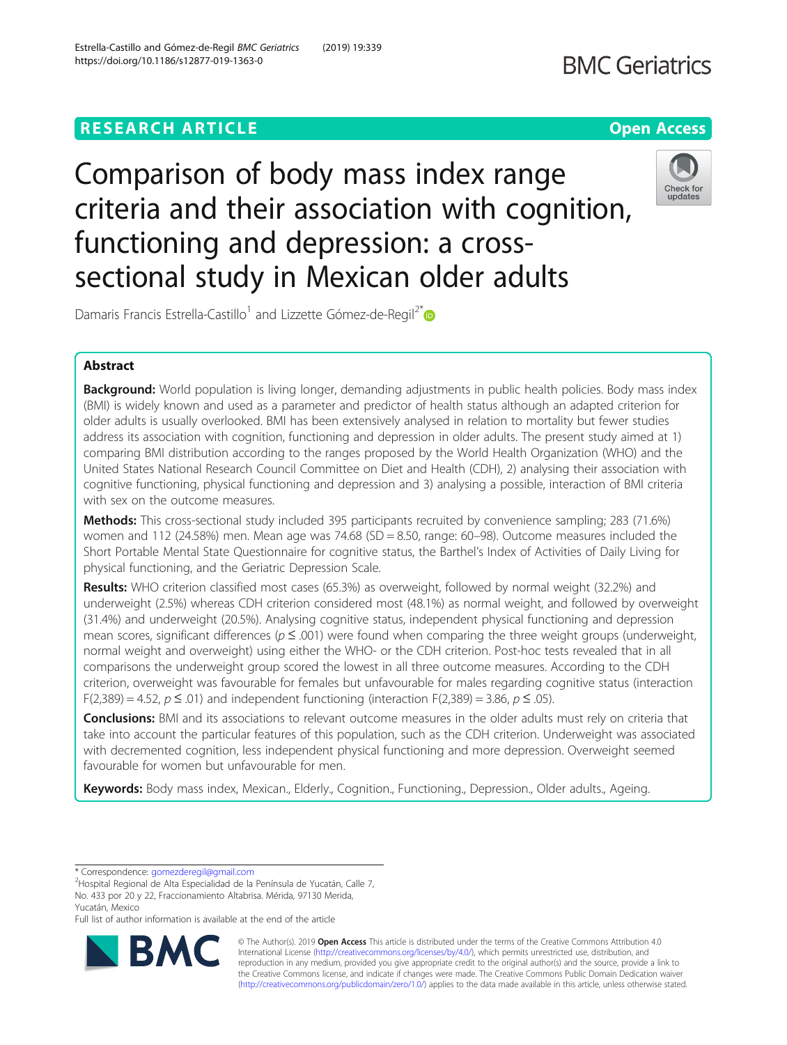RESEARCH ARTICLE

Open Access

# Comparison of body mass index range criteria and their association with cognition, functioning and depression: a cross-sectional study in Mexican older adults

Damaris Francis Estrella-Castillo[1] and Lizzette Gómez-de-Regil[2*]

## Abstract

**Background:** World population is living longer, demanding adjustments in public health policies. Body mass index (BMI) is widely known and used as a parameter and predictor of health status although an adapted criterion for older adults is usually overlooked. BMI has been extensively analysed in relation to mortality but fewer studies address its association with cognition, functioning and depression in older adults. The present study aimed at 1) comparing BMI distribution according to the ranges proposed by the World Health Organization (WHO) and the United States National Research Council Committee on Diet and Health (CDH), 2) analysing their association with cognitive functioning, physical functioning and depression and 3) analysing a possible, interaction of BMI criteria with sex on the outcome measures.

**Methods:** This cross-sectional study included 395 participants recruited by convenience sampling; 283 (71.6%) women and 112 (24.58%) men. Mean age was 74.68 (SD = 8.50, range: 60–98). Outcome measures included the Short Portable Mental State Questionnaire for cognitive status, the Barthel's Index of Activities of Daily Living for physical functioning, and the Geriatric Depression Scale.

**Results:** WHO criterion classified most cases (65.3%) as overweight, followed by normal weight (32.2%) and underweight (2.5%) whereas CDH criterion considered most (48.1%) as normal weight, and followed by overweight (31.4%) and underweight (20.5%). Analysing cognitive status, independent physical functioning and depression mean scores, significant differences ($p \leq .001$) were found when comparing the three weight groups (underweight, normal weight and overweight) using either the WHO- or the CDH criterion. Post-hoc tests revealed that in all comparisons the underweight group scored the lowest in all three outcome measures. According to the CDH criterion, overweight was favourable for females but unfavourable for males regarding cognitive status (interaction $F(2,389) = 4.52$, $p \leq .01$) and independent functioning (interaction $F(2,389) = 3.86$, $p \leq .05$).

**Conclusions:** BMI and its associations to relevant outcome measures in the older adults must rely on criteria that take into account the particular features of this population, such as the CDH criterion. Underweight was associated with decremented cognition, less independent physical functioning and more depression. Overweight seemed favourable for women but unfavourable for men.

**Keywords:** Body mass index, Mexican., Elderly., Cognition., Functioning., Depression., Older adults., Ageing.

---

\* Correspondence: gomezderegil@gmail.com

[2]Hospital Regional de Alta Especialidad de la Península de Yucatán, Calle 7, No. 433 por 20 y 22, Fraccionamiento Altabrisa. Mérida, 97130 Merida, Yucatán, Mexico

Full list of author information is available at the end of the article

© The Author(s). 2019 **Open Access** This article is distributed under the terms of the Creative Commons Attribution 4.0 International License (http://creativecommons.org/licenses/by/4.0/), which permits unrestricted use, distribution, and reproduction in any medium, provided you give appropriate credit to the original author(s) and the source, provide a link to the Creative Commons license, and indicate if changes were made. The Creative Commons Public Domain Dedication waiver (http://creativecommons.org/publicdomain/zero/1.0/) applies to the data made available in this article, unless otherwise stated.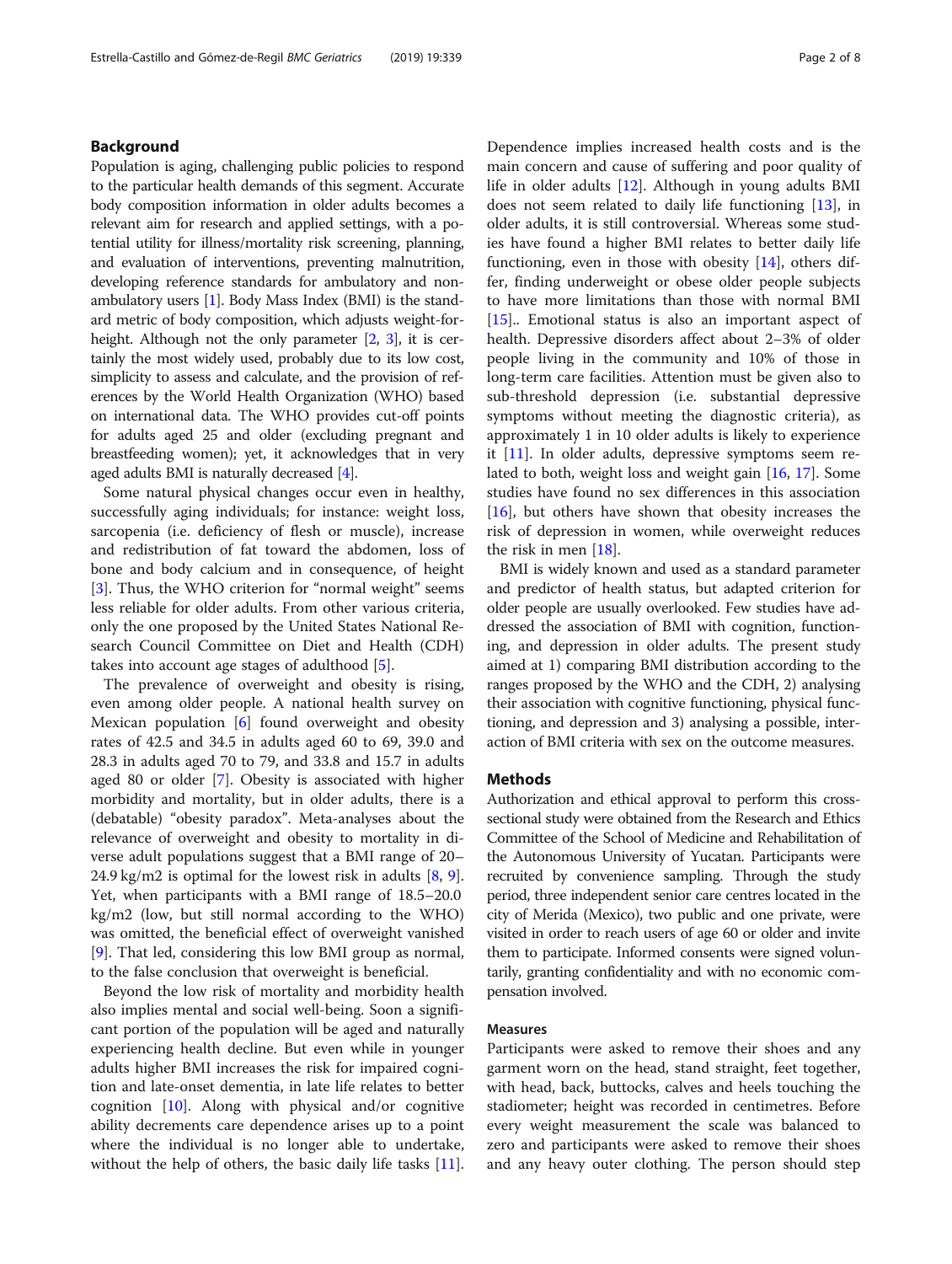## Background

Population is aging, challenging public policies to respond to the particular health demands of this segment. Accurate body composition information in older adults becomes a relevant aim for research and applied settings, with a potential utility for illness/mortality risk screening, planning, and evaluation of interventions, preventing malnutrition, developing reference standards for ambulatory and non-ambulatory users [1]. Body Mass Index (BMI) is the standard metric of body composition, which adjusts weight-for-height. Although not the only parameter [2, 3], it is certainly the most widely used, probably due to its low cost, simplicity to assess and calculate, and the provision of references by the World Health Organization (WHO) based on international data. The WHO provides cut-off points for adults aged 25 and older (excluding pregnant and breastfeeding women); yet, it acknowledges that in very aged adults BMI is naturally decreased [4].

Some natural physical changes occur even in healthy, successfully aging individuals; for instance: weight loss, sarcopenia (i.e. deficiency of flesh or muscle), increase and redistribution of fat toward the abdomen, loss of bone and body calcium and in consequence, of height [3]. Thus, the WHO criterion for "normal weight" seems less reliable for older adults. From other various criteria, only the one proposed by the United States National Research Council Committee on Diet and Health (CDH) takes into account age stages of adulthood [5].

The prevalence of overweight and obesity is rising, even among older people. A national health survey on Mexican population [6] found overweight and obesity rates of 42.5 and 34.5 in adults aged 60 to 69, 39.0 and 28.3 in adults aged 70 to 79, and 33.8 and 15.7 in adults aged 80 or older [7]. Obesity is associated with higher morbidity and mortality, but in older adults, there is a (debatable) "obesity paradox". Meta-analyses about the relevance of overweight and obesity to mortality in diverse adult populations suggest that a BMI range of 20–24.9 kg/m2 is optimal for the lowest risk in adults [8, 9]. Yet, when participants with a BMI range of 18.5–20.0 kg/m2 (low, but still normal according to the WHO) was omitted, the beneficial effect of overweight vanished [9]. That led, considering this low BMI group as normal, to the false conclusion that overweight is beneficial.

Beyond the low risk of mortality and morbidity health also implies mental and social well-being. Soon a significant portion of the population will be aged and naturally experiencing health decline. But even while in younger adults higher BMI increases the risk for impaired cognition and late-onset dementia, in late life relates to better cognition [10]. Along with physical and/or cognitive ability decrements care dependence arises up to a point where the individual is no longer able to undertake, without the help of others, the basic daily life tasks [11]. Dependence implies increased health costs and is the main concern and cause of suffering and poor quality of life in older adults [12]. Although in young adults BMI does not seem related to daily life functioning [13], in older adults, it is still controversial. Whereas some studies have found a higher BMI relates to better daily life functioning, even in those with obesity [14], others differ, finding underweight or obese older people subjects to have more limitations than those with normal BMI [15].. Emotional status is also an important aspect of health. Depressive disorders affect about 2–3% of older people living in the community and 10% of those in long-term care facilities. Attention must be given also to sub-threshold depression (i.e. substantial depressive symptoms without meeting the diagnostic criteria), as approximately 1 in 10 older adults is likely to experience it [11]. In older adults, depressive symptoms seem related to both, weight loss and weight gain [16, 17]. Some studies have found no sex differences in this association [16], but others have shown that obesity increases the risk of depression in women, while overweight reduces the risk in men [18].

BMI is widely known and used as a standard parameter and predictor of health status, but adapted criterion for older people are usually overlooked. Few studies have addressed the association of BMI with cognition, functioning, and depression in older adults. The present study aimed at 1) comparing BMI distribution according to the ranges proposed by the WHO and the CDH, 2) analysing their association with cognitive functioning, physical functioning, and depression and 3) analysing a possible, interaction of BMI criteria with sex on the outcome measures.

## Methods

Authorization and ethical approval to perform this cross-sectional study were obtained from the Research and Ethics Committee of the School of Medicine and Rehabilitation of the Autonomous University of Yucatan. Participants were recruited by convenience sampling. Through the study period, three independent senior care centres located in the city of Merida (Mexico), two public and one private, were visited in order to reach users of age 60 or older and invite them to participate. Informed consents were signed voluntarily, granting confidentiality and with no economic compensation involved.

### Measures

Participants were asked to remove their shoes and any garment worn on the head, stand straight, feet together, with head, back, buttocks, calves and heels touching the stadiometer; height was recorded in centimetres. Before every weight measurement the scale was balanced to zero and participants were asked to remove their shoes and any heavy outer clothing. The person should step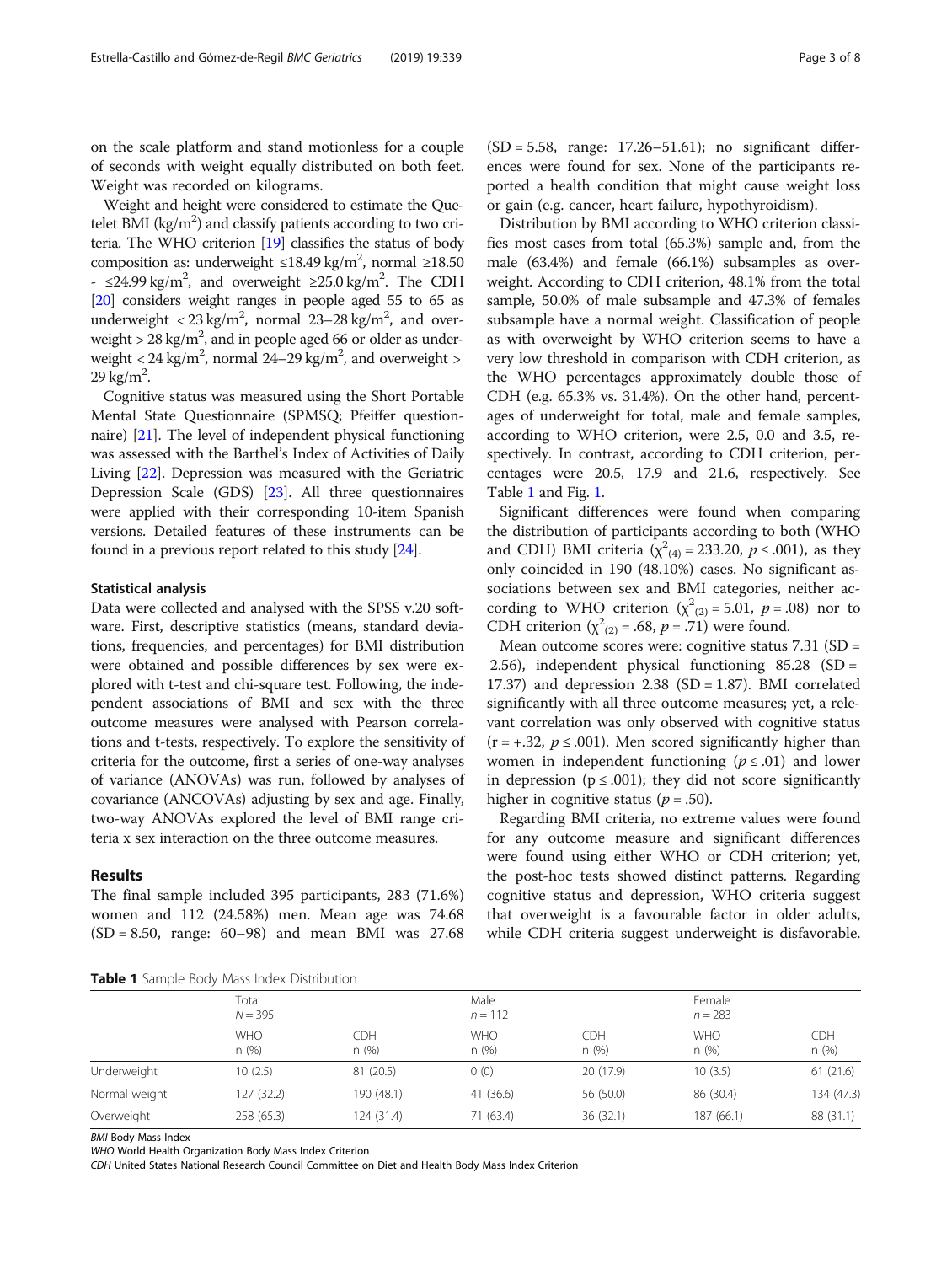on the scale platform and stand motionless for a couple of seconds with weight equally distributed on both feet. Weight was recorded on kilograms.

Weight and height were considered to estimate the Quetelet BMI ($kg/m^2$) and classify patients according to two criteria. The WHO criterion [19] classifies the status of body composition as: underweight ≤18.49 $kg/m^2$, normal ≥18.50 - ≤24.99 $kg/m^2$, and overweight ≥25.0 $kg/m^2$. The CDH [20] considers weight ranges in people aged 55 to 65 as underweight < 23 $kg/m^2$, normal 23–28 $kg/m^2$, and overweight > 28 $kg/m^2$, and in people aged 66 or older as underweight < 24 $kg/m^2$, normal 24–29 $kg/m^2$, and overweight > 29 $kg/m^2$.

Cognitive status was measured using the Short Portable Mental State Questionnaire (SPMSQ; Pfeiffer questionnaire) [21]. The level of independent physical functioning was assessed with the Barthel's Index of Activities of Daily Living [22]. Depression was measured with the Geriatric Depression Scale (GDS) [23]. All three questionnaires were applied with their corresponding 10-item Spanish versions. Detailed features of these instruments can be found in a previous report related to this study [24].

### Statistical analysis

Data were collected and analysed with the SPSS v.20 software. First, descriptive statistics (means, standard deviations, frequencies, and percentages) for BMI distribution were obtained and possible differences by sex were explored with t-test and chi-square test. Following, the independent associations of BMI and sex with the three outcome measures were analysed with Pearson correlations and t-tests, respectively. To explore the sensitivity of criteria for the outcome, first a series of one-way analyses of variance (ANOVAs) was run, followed by analyses of covariance (ANCOVAs) adjusting by sex and age. Finally, two-way ANOVAs explored the level of BMI range criteria x sex interaction on the three outcome measures.

## Results

The final sample included 395 participants, 283 (71.6%) women and 112 (24.58%) men. Mean age was 74.68 (SD = 8.50, range: 60–98) and mean BMI was 27.68 (SD = 5.58, range: 17.26–51.61); no significant differences were found for sex. None of the participants reported a health condition that might cause weight loss or gain (e.g. cancer, heart failure, hypothyroidism).

Distribution by BMI according to WHO criterion classifies most cases from total (65.3%) sample and, from the male (63.4%) and female (66.1%) subsamples as overweight. According to CDH criterion, 48.1% from the total sample, 50.0% of male subsample and 47.3% of females subsample have a normal weight. Classification of people as with overweight by WHO criterion seems to have a very low threshold in comparison with CDH criterion, as the WHO percentages approximately double those of CDH (e.g. 65.3% vs. 31.4%). On the other hand, percentages of underweight for total, male and female samples, according to WHO criterion, were 2.5, 0.0 and 3.5, respectively. In contrast, according to CDH criterion, percentages were 20.5, 17.9 and 21.6, respectively. See Table 1 and Fig. 1.

Significant differences were found when comparing the distribution of participants according to both (WHO and CDH) BMI criteria ($\chi^2_{(4)} = 233.20$, $p \leq .001$), as they only coincided in 190 (48.10%) cases. No significant associations between sex and BMI categories, neither according to WHO criterion ($\chi^2_{(2)} = 5.01$, $p = .08$) nor to CDH criterion ($\chi^2_{(2)} = .68$, $p = .71$) were found.

Mean outcome scores were: cognitive status 7.31 (SD = 2.56), independent physical functioning 85.28 (SD = 17.37) and depression 2.38 (SD = 1.87). BMI correlated significantly with all three outcome measures; yet, a relevant correlation was only observed with cognitive status ($r = +.32$, $p \leq .001$). Men scored significantly higher than women in independent functioning ($p \leq .01$) and lower in depression ($p \leq .001$); they did not score significantly higher in cognitive status ($p = .50$).

Regarding BMI criteria, no extreme values were found for any outcome measure and significant differences were found using either WHO or CDH criterion; yet, the post-hoc tests showed distinct patterns. Regarding cognitive status and depression, WHO criteria suggest that overweight is a favourable factor in older adults, while CDH criteria suggest underweight is disfavorable.

**Table 1** Sample Body Mass Index Distribution

| | Total N = 395 | | Male n = 112 | | Female n = 283 | |
|---|---|---|---|---|---|---|
| | WHO n (%) | CDH n (%) | WHO n (%) | CDH n (%) | WHO n (%) | CDH n (%) |
| Underweight | 10 (2.5) | 81 (20.5) | 0 (0) | 20 (17.9) | 10 (3.5) | 61 (21.6) |
| Normal weight | 127 (32.2) | 190 (48.1) | 41 (36.6) | 56 (50.0) | 86 (30.4) | 134 (47.3) |
| Overweight | 258 (65.3) | 124 (31.4) | 71 (63.4) | 36 (32.1) | 187 (66.1) | 88 (31.1) |

*BMI* Body Mass Index
*WHO* World Health Organization Body Mass Index Criterion
*CDH* United States National Research Council Committee on Diet and Health Body Mass Index Criterion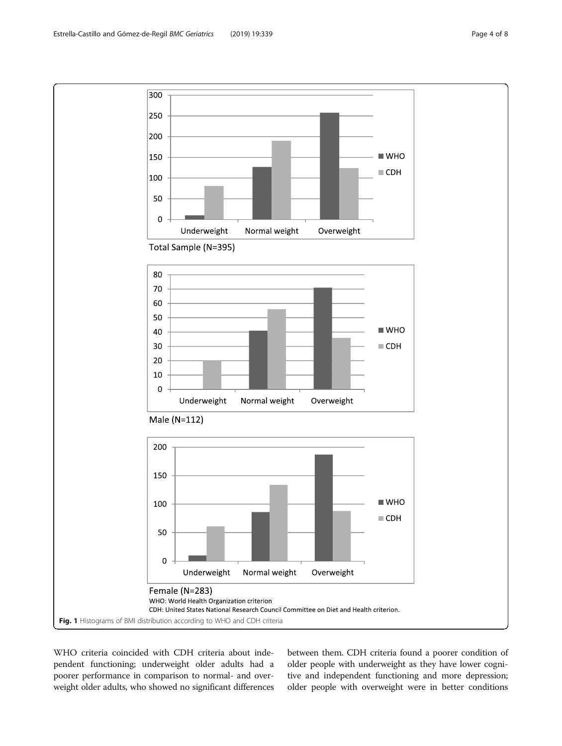WHO: World Health Organization criterion

CDH: United States National Research Council Committee on Diet and Health criterion.

**Fig. 1** Histograms of BMI distribution according to WHO and CDH criteria

WHO criteria coincided with CDH criteria about independent functioning; underweight older adults had a poorer performance in comparison to normal- and overweight older adults, who showed no significant differences between them. CDH criteria found a poorer condition of older people with underweight as they have lower cognitive and independent functioning and more depression; older people with overweight were in better conditions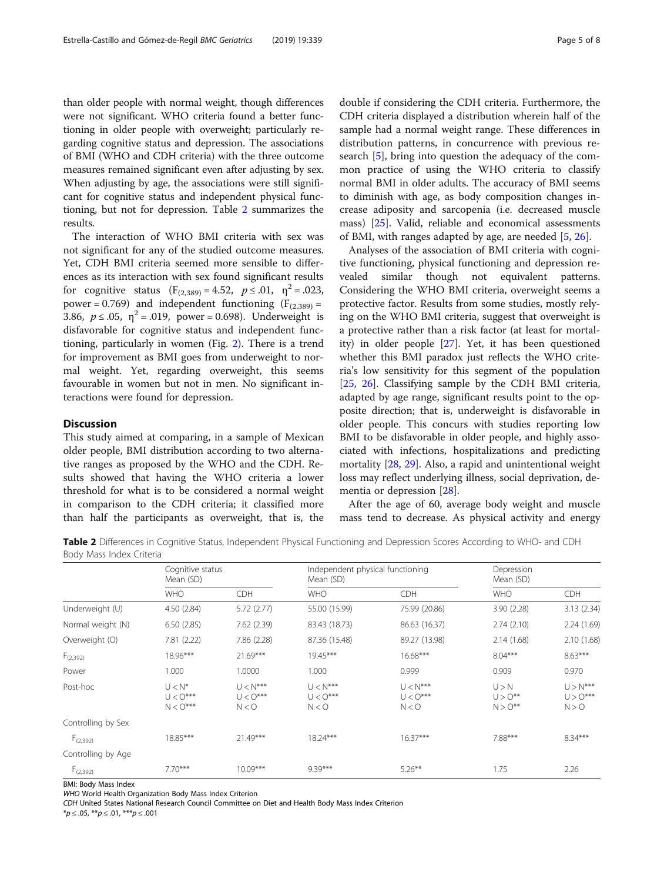than older people with normal weight, though differences were not significant. WHO criteria found a better functioning in older people with overweight; particularly regarding cognitive status and depression. The associations of BMI (WHO and CDH criteria) with the three outcome measures remained significant even after adjusting by sex. When adjusting by age, the associations were still significant for cognitive status and independent physical functioning, but not for depression. Table 2 summarizes the results.

The interaction of WHO BMI criteria with sex was not significant for any of the studied outcome measures. Yet, CDH BMI criteria seemed more sensible to differences as its interaction with sex found significant results for cognitive status ($F_{(2,389)} = 4.52$, $p \leq .01$, $\eta^2 = .023$, power = 0.769) and independent functioning ($F_{(2,389)} = 3.86$, $p \leq .05$, $\eta^2 = .019$, power = 0.698). Underweight is disfavorable for cognitive status and independent functioning, particularly in women (Fig. 2). There is a trend for improvement as BMI goes from underweight to normal weight. Yet, regarding overweight, this seems favourable in women but not in men. No significant interactions were found for depression.

## Discussion

This study aimed at comparing, in a sample of Mexican older people, BMI distribution according to two alternative ranges as proposed by the WHO and the CDH. Results showed that having the WHO criteria a lower threshold for what is to be considered a normal weight in comparison to the CDH criteria; it classified more than half the participants as overweight, that is, the double if considering the CDH criteria. Furthermore, the CDH criteria displayed a distribution wherein half of the sample had a normal weight range. These differences in distribution patterns, in concurrence with previous research [5], bring into question the adequacy of the common practice of using the WHO criteria to classify normal BMI in older adults. The accuracy of BMI seems to diminish with age, as body composition changes increase adiposity and sarcopenia (i.e. decreased muscle mass) [25]. Valid, reliable and economical assessments of BMI, with ranges adapted by age, are needed [5, 26].

Analyses of the association of BMI criteria with cognitive functioning, physical functioning and depression revealed similar though not equivalent patterns. Considering the WHO BMI criteria, overweight seems a protective factor. Results from some studies, mostly relying on the WHO BMI criteria, suggest that overweight is a protective rather than a risk factor (at least for mortality) in older people [27]. Yet, it has been questioned whether this BMI paradox just reflects the WHO criteria's low sensitivity for this segment of the population [25, 26]. Classifying sample by the CDH BMI criteria, adapted by age range, significant results point to the opposite direction; that is, underweight is disfavorable in older people. This concurs with studies reporting low BMI to be disfavorable in older people, and highly associated with infections, hospitalizations and predicting mortality [28, 29]. Also, a rapid and unintentional weight loss may reflect underlying illness, social deprivation, dementia or depression [28].

After the age of 60, average body weight and muscle mass tend to decrease. As physical activity and energy

**Table 2** Differences in Cognitive Status, Independent Physical Functioning and Depression Scores According to WHO- and CDH Body Mass Index Criteria

| | Cognitive status Mean (SD) | | Independent physical functioning Mean (SD) | | Depression Mean (SD) | |
|---|---|---|---|---|---|---|
| | WHO | CDH | WHO | CDH | WHO | CDH |
| Underweight (U) | 4.50 (2.84) | 5.72 (2.77) | 55.00 (15.99) | 75.99 (20.86) | 3.90 (2.28) | 3.13 (2.34) |
| Normal weight (N) | 6.50 (2.85) | 7.62 (2.39) | 83.43 (18.73) | 86.63 (16.37) | 2.74 (2.10) | 2.24 (1.69) |
| Overweight (O) | 7.81 (2.22) | 7.86 (2.28) | 87.36 (15.48) | 89.27 (13.98) | 2.14 (1.68) | 2.10 (1.68) |
| $F_{(2,392)}$ | 18.96*** | 21.69*** | 19.45*** | 16.68*** | 8.04*** | 8.63*** |
| Power | 1.000 | 1.0000 | 1.000 | 0.999 | 0.909 | 0.970 |
| Post-hoc | U < N*<br>U < O***<br>N < O*** | U < N***<br>U < O***<br>N < O | U < N***<br>U < O***<br>N < O | U < N***<br>U < O***<br>N < O | U > N<br>U > O**<br>N > O** | U > N***<br>U > O***<br>N > O |
| Controlling by Sex | | | | | | |
| $F_{(2,392)}$ | 18.85*** | 21.49*** | 18.24*** | 16.37*** | 7.88*** | 8.34*** |
| Controlling by Age | | | | | | |
| $F_{(2,392)}$ | 7.70*** | 10.09*** | 9.39*** | 5.26** | 1.75 | 2.26 |

BMI: Body Mass Index

*WHO* World Health Organization Body Mass Index Criterion

*CDH* United States National Research Council Committee on Diet and Health Body Mass Index Criterion

*$p \leq .05$, **$p \leq .01$, ***$p \leq .001$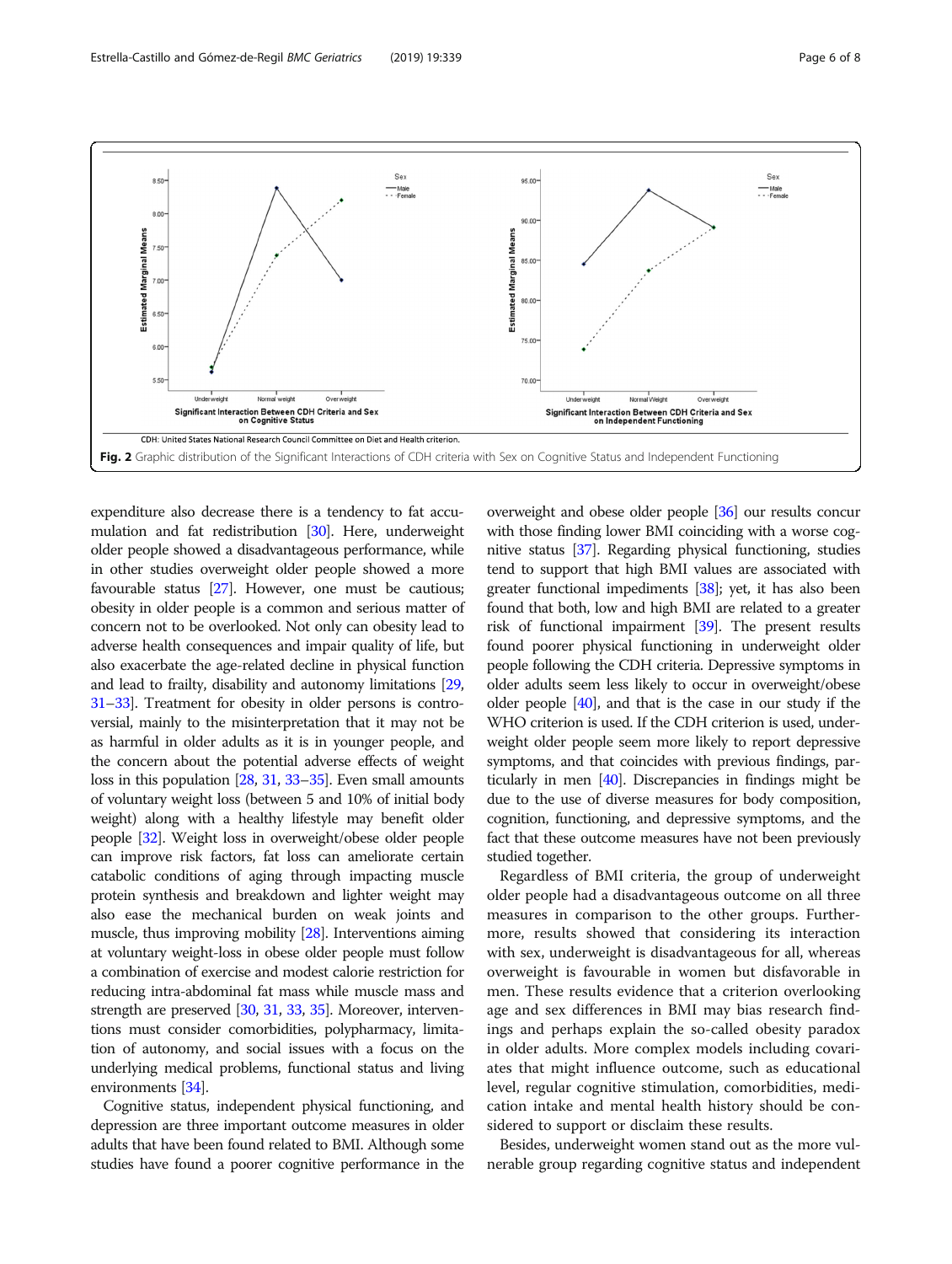CDH: United States National Research Council Committee on Diet and Health criterion.

**Fig. 2** Graphic distribution of the Significant Interactions of CDH criteria with Sex on Cognitive Status and Independent Functioning

expenditure also decrease there is a tendency to fat accumulation and fat redistribution [30]. Here, underweight older people showed a disadvantageous performance, while in other studies overweight older people showed a more favourable status [27]. However, one must be cautious; obesity in older people is a common and serious matter of concern not to be overlooked. Not only can obesity lead to adverse health consequences and impair quality of life, but also exacerbate the age-related decline in physical function and lead to frailty, disability and autonomy limitations [29, 31–33]. Treatment for obesity in older persons is controversial, mainly to the misinterpretation that it may not be as harmful in older adults as it is in younger people, and the concern about the potential adverse effects of weight loss in this population [28, 31, 33–35]. Even small amounts of voluntary weight loss (between 5 and 10% of initial body weight) along with a healthy lifestyle may benefit older people [32]. Weight loss in overweight/obese older people can improve risk factors, fat loss can ameliorate certain catabolic conditions of aging through impacting muscle protein synthesis and breakdown and lighter weight may also ease the mechanical burden on weak joints and muscle, thus improving mobility [28]. Interventions aiming at voluntary weight-loss in obese older people must follow a combination of exercise and modest calorie restriction for reducing intra-abdominal fat mass while muscle mass and strength are preserved [30, 31, 33, 35]. Moreover, interventions must consider comorbidities, polypharmacy, limitation of autonomy, and social issues with a focus on the underlying medical problems, functional status and living environments [34].

Cognitive status, independent physical functioning, and depression are three important outcome measures in older adults that have been found related to BMI. Although some studies have found a poorer cognitive performance in the overweight and obese older people [36] our results concur with those finding lower BMI coinciding with a worse cognitive status [37]. Regarding physical functioning, studies tend to support that high BMI values are associated with greater functional impediments [38]; yet, it has also been found that both, low and high BMI are related to a greater risk of functional impairment [39]. The present results found poorer physical functioning in underweight older people following the CDH criteria. Depressive symptoms in older adults seem less likely to occur in overweight/obese older people [40], and that is the case in our study if the WHO criterion is used. If the CDH criterion is used, underweight older people seem more likely to report depressive symptoms, and that coincides with previous findings, particularly in men [40]. Discrepancies in findings might be due to the use of diverse measures for body composition, cognition, functioning, and depressive symptoms, and the fact that these outcome measures have not been previously studied together.

Regardless of BMI criteria, the group of underweight older people had a disadvantageous outcome on all three measures in comparison to the other groups. Furthermore, results showed that considering its interaction with sex, underweight is disadvantageous for all, whereas overweight is favourable in women but disfavorable in men. These results evidence that a criterion overlooking age and sex differences in BMI may bias research findings and perhaps explain the so-called obesity paradox in older adults. More complex models including covariates that might influence outcome, such as educational level, regular cognitive stimulation, comorbidities, medication intake and mental health history should be considered to support or disclaim these results.

Besides, underweight women stand out as the more vulnerable group regarding cognitive status and independent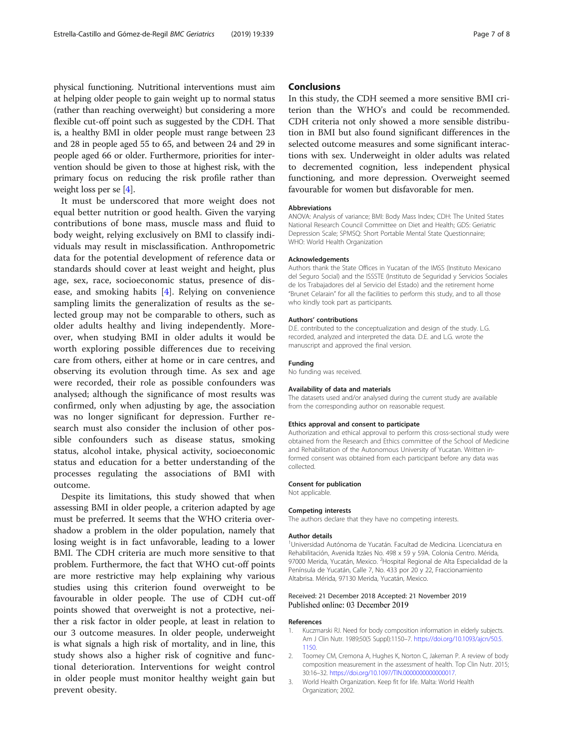physical functioning. Nutritional interventions must aim at helping older people to gain weight up to normal status (rather than reaching overweight) but considering a more flexible cut-off point such as suggested by the CDH. That is, a healthy BMI in older people must range between 23 and 28 in people aged 55 to 65, and between 24 and 29 in people aged 66 or older. Furthermore, priorities for intervention should be given to those at highest risk, with the primary focus on reducing the risk profile rather than weight loss per se [4].

It must be underscored that more weight does not equal better nutrition or good health. Given the varying contributions of bone mass, muscle mass and fluid to body weight, relying exclusively on BMI to classify individuals may result in misclassification. Anthropometric data for the potential development of reference data or standards should cover at least weight and height, plus age, sex, race, socioeconomic status, presence of disease, and smoking habits [4]. Relying on convenience sampling limits the generalization of results as the selected group may not be comparable to others, such as older adults healthy and living independently. Moreover, when studying BMI in older adults it would be worth exploring possible differences due to receiving care from others, either at home or in care centres, and observing its evolution through time. As sex and age were recorded, their role as possible confounders was analysed; although the significance of most results was confirmed, only when adjusting by age, the association was no longer significant for depression. Further research must also consider the inclusion of other possible confounders such as disease status, smoking status, alcohol intake, physical activity, socioeconomic status and education for a better understanding of the processes regulating the associations of BMI with outcome.

Despite its limitations, this study showed that when assessing BMI in older people, a criterion adapted by age must be preferred. It seems that the WHO criteria overshadow a problem in the older population, namely that losing weight is in fact unfavorable, leading to a lower BMI. The CDH criteria are much more sensitive to that problem. Furthermore, the fact that WHO cut-off points are more restrictive may help explaining why various studies using this criterion found overweight to be favourable in older people. The use of CDH cut-off points showed that overweight is not a protective, neither a risk factor in older people, at least in relation to our 3 outcome measures. In older people, underweight is what signals a high risk of mortality, and in line, this study shows also a higher risk of cognitive and functional deterioration. Interventions for weight control in older people must monitor healthy weight gain but prevent obesity.

## Conclusions

In this study, the CDH seemed a more sensitive BMI criterion than the WHO's and could be recommended. CDH criteria not only showed a more sensible distribution in BMI but also found significant differences in the selected outcome measures and some significant interactions with sex. Underweight in older adults was related to decremented cognition, less independent physical functioning, and more depression. Overweight seemed favourable for women but disfavorable for men.

#### Abbreviations

ANOVA: Analysis of variance; BMI: Body Mass Index; CDH: The United States National Research Council Committee on Diet and Health; GDS: Geriatric Depression Scale; SPMSQ: Short Portable Mental State Questionnaire; WHO: World Health Organization

#### Acknowledgements

Authors thank the State Offices in Yucatan of the IMSS (Instituto Mexicano del Seguro Social) and the ISSSTE (Instituto de Seguridad y Servicios Sociales de los Trabajadores del al Servicio del Estado) and the retirement home "Brunet Celarain" for all the facilities to perform this study, and to all those who kindly took part as participants.

#### Authors' contributions

D.E. contributed to the conceptualization and design of the study. L.G. recorded, analyzed and interpreted the data. D.E. and L.G. wrote the manuscript and approved the final version.

#### Funding

No funding was received.

#### Availability of data and materials

The datasets used and/or analysed during the current study are available from the corresponding author on reasonable request.

#### Ethics approval and consent to participate

Authorization and ethical approval to perform this cross-sectional study were obtained from the Research and Ethics committee of the School of Medicine and Rehabilitation of the Autonomous University of Yucatan. Written informed consent was obtained from each participant before any data was collected.

#### Consent for publication

Not applicable.

#### Competing interests

The authors declare that they have no competing interests.

#### Author details

[1]Universidad Autónoma de Yucatán. Facultad de Medicina. Licenciatura en Rehabilitación, Avenida Itzáes No. 498 x 59 y 59A. Colonia Centro. Mérida, 97000 Merida, Yucatán, Mexico. [2]Hospital Regional de Alta Especialidad de la Península de Yucatán, Calle 7, No. 433 por 20 y 22, Fraccionamiento Altabrisa. Mérida, 97130 Merida, Yucatán, Mexico.

Received: 21 December 2018 Accepted: 21 November 2019
Published online: 03 December 2019

#### References

1. Kuczmarski RJ. Need for body composition information in elderly subjects. Am J Clin Nutr. 1989;50(5 Suppl):1150–7. https://doi.org/10.1093/ajcn/50.5.1150.
2. Toomey CM, Cremona A, Hughes K, Norton C, Jakeman P. A review of body composition measurement in the assessment of health. Top Clin Nutr. 2015; 30:16–32. https://doi.org/10.1097/TIN.0000000000000017.
3. World Health Organization. Keep fit for life. Malta: World Health Organization; 2002.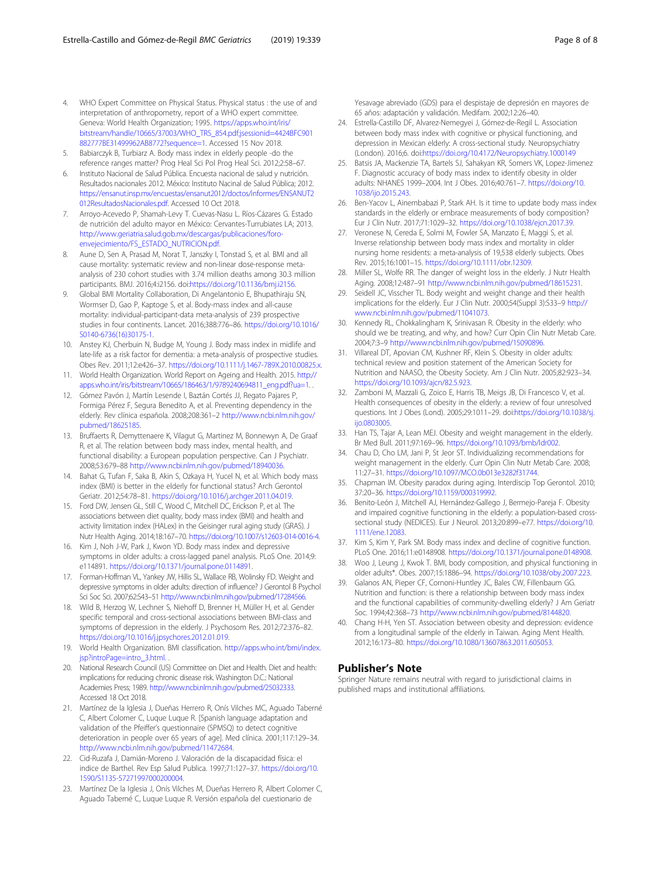4. WHO Expert Committee on Physical Status. Physical status : the use of and interpretation of anthropometry, report of a WHO expert committee. Geneva: World Health Organization; 1995. https://apps.who.int/iris/bitstream/handle/10665/37003/WHO_TRS_854.pdf;jsessionid=4424BFC901882777BE31499962AB8772?sequence=1. Accessed 15 Nov 2018.
5. Babiarczyk B, Turbiarz A. Body mass index in elderly people -do the reference ranges matter? Prog Heal Sci Pol Prog Heal Sci. 2012;2:58–67.
6. Instituto Nacional de Salud Pública. Encuesta nacional de salud y nutrición. Resultados nacionales 2012. México: Instituto Nacinal de Salud Pública; 2012. https://ensanut.insp.mx/encuestas/ensanut2012/doctos/informes/ENSANUT2012ResultadosNacionales.pdf. Accessed 10 Oct 2018.
7. Arroyo-Acevedo P, Shamah-Levy T. Cuevas-Nasu L. Ríos-Cázares G. Estado de nutrición del adulto mayor en México: Cervantes-Turrubiates LA; 2013. http://www.geriatria.salud.gob.mx/descargas/publicaciones/foro-envejecimiento/FS_ESTADO_NUTRICION.pdf.
8. Aune D, Sen A, Prasad M, Norat T, Janszky I, Tonstad S, et al. BMI and all cause mortality: systematic review and non-linear dose-response meta-analysis of 230 cohort studies with 3.74 million deaths among 30.3 million participants. BMJ. 2016;4:i2156. doi:https://doi.org/10.1136/bmj.i2156.
9. Global BMI Mortality Collaboration, Di Angelantonio E, Bhupathiraju SN, Wormser D, Gao P, Kaptoge S, et al. Body-mass index and all-cause mortality: individual-participant-data meta-analysis of 239 prospective studies in four continents. Lancet. 2016;388:776–86. https://doi.org/10.1016/S0140-6736(16)30175-1.
10. Anstey KJ, Cherbuin N, Budge M, Young J. Body mass index in midlife and late-life as a risk factor for dementia: a meta-analysis of prospective studies. Obes Rev. 2011;12:e426–37. https://doi.org/10.1111/j.1467-789X.2010.00825.x.
11. World Health Organization. World Report on Ageing and Health. 2015. http://apps.who.int/iris/bitstream/10665/186463/1/9789240694811_eng.pdf?ua=1. .
12. Gómez Pavón J, Martín Lesende I, Baztán Cortés JJ, Regato Pajares P, Formiga Pérez F, Segura Benedito A, et al. Preventing dependency in the elderly. Rev clínica española. 2008;208:361–2 http://www.ncbi.nlm.nih.gov/pubmed/18625185.
13. Bruffaerts R, Demyttenaere K, Vilagut G, Martinez M, Bonnewyn A, De Graaf R, et al. The relation between body mass index, mental health, and functional disability: a European population perspective. Can J Psychiatr. 2008;53:679–88 http://www.ncbi.nlm.nih.gov/pubmed/18940036.
14. Bahat G, Tufan F, Saka B, Akin S, Ozkaya H, Yucel N, et al. Which body mass index (BMI) is better in the elderly for functional status? Arch Gerontol Geriatr. 2012;54:78–81. https://doi.org/10.1016/j.archger.2011.04.019.
15. Ford DW, Jensen GL, Still C, Wood C, Mitchell DC, Erickson P, et al. The associations between diet quality, body mass index (BMI) and health and activity limitation index (HALex) in the Geisinger rural aging study (GRAS). J Nutr Health Aging. 2014;18:167–70. https://doi.org/10.1007/s12603-014-0016-4.
16. Kim J, Noh J-W, Park J, Kwon YD. Body mass index and depressive symptoms in older adults: a cross-lagged panel analysis. PLoS One. 2014;9:e114891. https://doi.org/10.1371/journal.pone.0114891.
17. Forman-Hoffman VL, Yankey JW, Hillis SL, Wallace RB, Wolinsky FD. Weight and depressive symptoms in older adults: direction of influence? J Gerontol B Psychol Sci Soc Sci. 2007;62:S43–51 http://www.ncbi.nlm.nih.gov/pubmed/17284566.
18. Wild B, Herzog W, Lechner S, Niehoff D, Brenner H, Müller H, et al. Gender specific temporal and cross-sectional associations between BMI-class and symptoms of depression in the elderly. J Psychosom Res. 2012;72:376–82. https://doi.org/10.1016/j.jpsychores.2012.01.019.
19. World Health Organization. BMI classification. http://apps.who.int/bmi/index.jsp?introPage=intro_3.html. .
20. National Research Council (US) Committee on Diet and Health. Diet and health: implications for reducing chronic disease risk. Washington D.C.: National Academies Press; 1989. http://www.ncbi.nlm.nih.gov/pubmed/25032333. Accessed 18 Oct 2018.
21. Martínez de la Iglesia J, Dueñas Herrero R, Onís Vilches MC, Aguado Taberné C, Albert Colomer C, Luque Luque R. [Spanish language adaptation and validation of the Pfeiffer's questionnaire (SPMSQ) to detect cognitive deterioration in people over 65 years of age]. Med clínica. 2001;117:129–34. http://www.ncbi.nlm.nih.gov/pubmed/11472684.
22. Cid-Ruzafa J, Damián-Moreno J. Valoración de la discapacidad física: el indice de Barthel. Rev Esp Salud Publica. 1997;71:127–37. https://doi.org/10.1590/S1135-57271997000200004.
23. Martínez De la Iglesia J, Onís Vilches MC, Dueñas Herrero R, Albert Colomer C, Aguado Taberné C, Luque Luque R. Versión española del cuestionario de Yesavage abreviado (GDS) para el despistaje de depresión en mayores de 65 años: adaptación y validación. Medifam. 2002;12:26–40.
24. Estrella-Castillo DF, Alvarez-Nemegyei J, Gómez-de-Regil L. Association between body mass index with cognitive or physical functioning, and depression in Mexican elderly: A cross-sectional study. Neuropsychiatry (London). 2016;6. doi:https://doi.org/10.4172/Neuropsychiatry.1000149
25. Batsis JA, Mackenzie TA, Bartels SJ, Sahakyan KR, Somers VK, Lopez-Jimenez F. Diagnostic accuracy of body mass index to identify obesity in older adults: NHANES 1999–2004. Int J Obes. 2016;40:761–7. https://doi.org/10.1038/ijo.2015.243.
26. Ben-Yacov L, Ainembabazi P, Stark AH. Is it time to update body mass index standards in the elderly or embrace measurements of body composition? Eur J Clin Nutr. 2017;71:1029–32. https://doi.org/10.1038/ejcn.2017.39.
27. Veronese N, Cereda E, Solmi M, Fowler SA, Manzato E, Maggi S, et al. Inverse relationship between body mass index and mortality in older nursing home residents: a meta-analysis of 19,538 elderly subjects. Obes Rev. 2015;16:1001–15. https://doi.org/10.1111/obr.12309.
28. Miller SL, Wolfe RR. The danger of weight loss in the elderly. J Nutr Health Aging. 2008;12:487–91 http://www.ncbi.nlm.nih.gov/pubmed/18615231.
29. Seidell JC, Visscher TL. Body weight and weight change and their health implications for the elderly. Eur J Clin Nutr. 2000;54(Suppl 3):S33–9 http://www.ncbi.nlm.nih.gov/pubmed/11041073.
30. Kennedy RL, Chokkalingham K, Srinivasan R. Obesity in the elderly: who should we be treating, and why, and how? Curr Opin Clin Nutr Metab Care. 2004;7:3–9 http://www.ncbi.nlm.nih.gov/pubmed/15090896.
31. Villareal DT, Apovian CM, Kushner RF, Klein S. Obesity in older adults: technical review and position statement of the American Society for Nutrition and NAASO, the Obesity Society. Am J Clin Nutr. 2005;82:923–34. https://doi.org/10.1093/ajcn/82.5.923.
32. Zamboni M, Mazzali G, Zoico E, Harris TB, Meigs JB, Di Francesco V, et al. Health consequences of obesity in the elderly: a review of four unresolved questions. Int J Obes (Lond). 2005;29:1011–29. doi:https://doi.org/10.1038/sj.ijo.0803005.
33. Han TS, Tajar A, Lean MEJ. Obesity and weight management in the elderly. Br Med Bull. 2011;97:169–96. https://doi.org/10.1093/bmb/ldr002.
34. Chau D, Cho LM, Jani P, St Jeor ST. Individualizing recommendations for weight management in the elderly. Curr Opin Clin Nutr Metab Care. 2008;11:27–31. https://doi.org/10.1097/MCO.0b013e3282f31744.
35. Chapman IM. Obesity paradox during aging. Interdiscip Top Gerontol. 2010;37:20–36. https://doi.org/10.1159/000319992.
36. Benito-León J, Mitchell AJ, Hernández-Gallego J, Bermejo-Pareja F. Obesity and impaired cognitive functioning in the elderly: a population-based cross-sectional study (NEDICES). Eur J Neurol. 2013;20:899–e77. https://doi.org/10.1111/ene.12083.
37. Kim S, Kim Y, Park SM. Body mass index and decline of cognitive function. PLoS One. 2016;11:e0148908. https://doi.org/10.1371/journal.pone.0148908.
38. Woo J, Leung J, Kwok T. BMI, body composition, and physical functioning in older adults*. Obes. 2007;15:1886–94. https://doi.org/10.1038/oby.2007.223.
39. Galanos AN, Pieper CF, Cornoni-Huntley JC, Bales CW, Fillenbaum GG. Nutrition and function: is there a relationship between body mass index and the functional capabilities of community-dwelling elderly? J Am Geriatr Soc. 1994;42:368–73 http://www.ncbi.nlm.nih.gov/pubmed/8144820.
40. Chang H-H, Yen ST. Association between obesity and depression: evidence from a longitudinal sample of the elderly in Taiwan. Aging Ment Health. 2012;16:173–80. https://doi.org/10.1080/13607863.2011.605053.

## Publisher's Note

Springer Nature remains neutral with regard to jurisdictional claims in published maps and institutional affiliations.